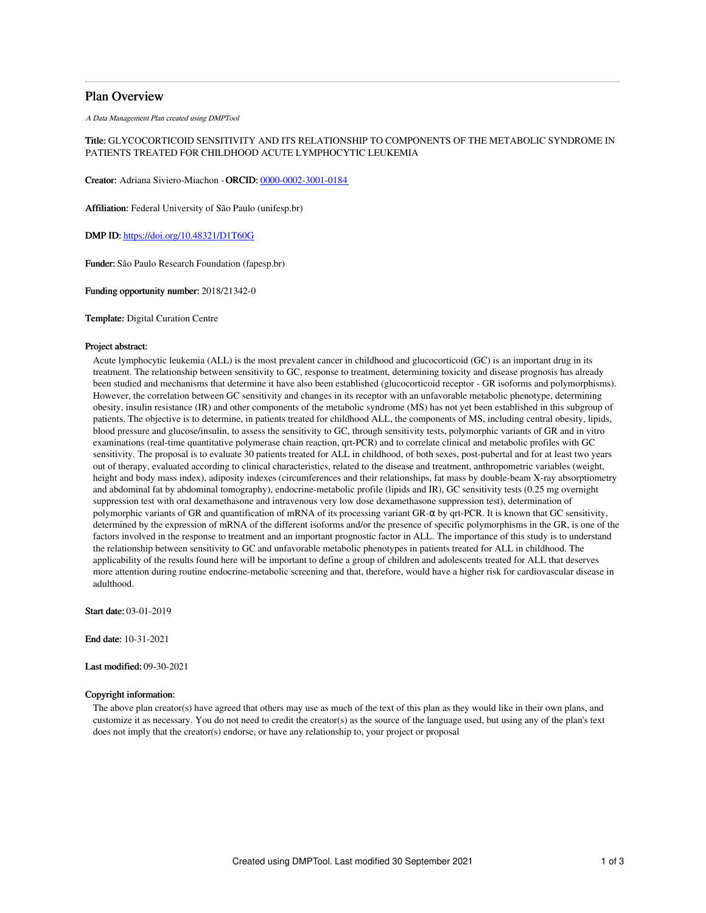# Plan Overview

*A Data Management Plan created using DMPTool*

**Title:** GLYCOCORTICOID SENSITIVITY AND ITS RELATIONSHIP TO COMPONENTS OF THE METABOLIC SYNDROME IN PATIENTS TREATED FOR CHILDHOOD ACUTE LYMPHOCYTIC LEUKEMIA

**Creator:** Adriana Siviero-Miachon - **ORCID:** [0000-0002-3001-0184](https://orcid.org/0000-0002-3001-0184)

**Affiliation:** Federal University of São Paulo (unifesp.br)

**DMP ID:** [https://doi.org/10.48321/D1T60G](https://doi.org/10.48321/D1T60G)

**Funder:** São Paulo Research Foundation (fapesp.br)

**Funding opportunity number:** 2018/21342-0

**Template:** Digital Curation Centre

**Project abstract:**

Acute lymphocytic leukemia (ALL) is the most prevalent cancer in childhood and glucocorticoid (GC) is an important drug in its treatment. The relationship between sensitivity to GC, response to treatment, determining toxicity and disease prognosis has already been studied and mechanisms that determine it have also been established (glucocorticoid receptor - GR isoforms and polymorphisms). However, the correlation between GC sensitivity and changes in its receptor with an unfavorable metabolic phenotype, determining obesity, insulin resistance (IR) and other components of the metabolic syndrome (MS) has not yet been established in this subgroup of patients. The objective is to determine, in patients treated for childhood ALL, the components of MS, including central obesity, lipids, blood pressure and glucose/insulin, to assess the sensitivity to GC, through sensitivity tests, polymorphic variants of GR and in vitro examinations (real-time quantitative polymerase chain reaction, qrt-PCR) and to correlate clinical and metabolic profiles with GC sensitivity. The proposal is to evaluate 30 patients treated for ALL in childhood, of both sexes, post-pubertal and for at least two years out of therapy, evaluated according to clinical characteristics, related to the disease and treatment, anthropometric variables (weight, height and body mass index), adiposity indexes (circumferences and their relationships, fat mass by double-beam X-ray absorptiometry and abdominal fat by abdominal tomography), endocrine-metabolic profile (lipids and IR), GC sensitivity tests (0.25 mg overnight suppression test with oral dexamethasone and intravenous very low dose dexamethasone suppression test), determination of polymorphic variants of GR and quantification of mRNA of its processing variant GR-$\alpha$ by qrt-PCR. It is known that GC sensitivity, determined by the expression of mRNA of the different isoforms and/or the presence of specific polymorphisms in the GR, is one of the factors involved in the response to treatment and an important prognostic factor in ALL. The importance of this study is to understand the relationship between sensitivity to GC and unfavorable metabolic phenotypes in patients treated for ALL in childhood. The applicability of the results found here will be important to define a group of children and adolescents treated for ALL that deserves more attention during routine endocrine-metabolic screening and that, therefore, would have a higher risk for cardiovascular disease in adulthood.

**Start date:** 03-01-2019

**End date:** 10-31-2021

**Last modified:** 09-30-2021

**Copyright information:**

The above plan creator(s) have agreed that others may use as much of the text of this plan as they would like in their own plans, and customize it as necessary. You do not need to credit the creator(s) as the source of the language used, but using any of the plan's text does not imply that the creator(s) endorse, or have any relationship to, your project or proposal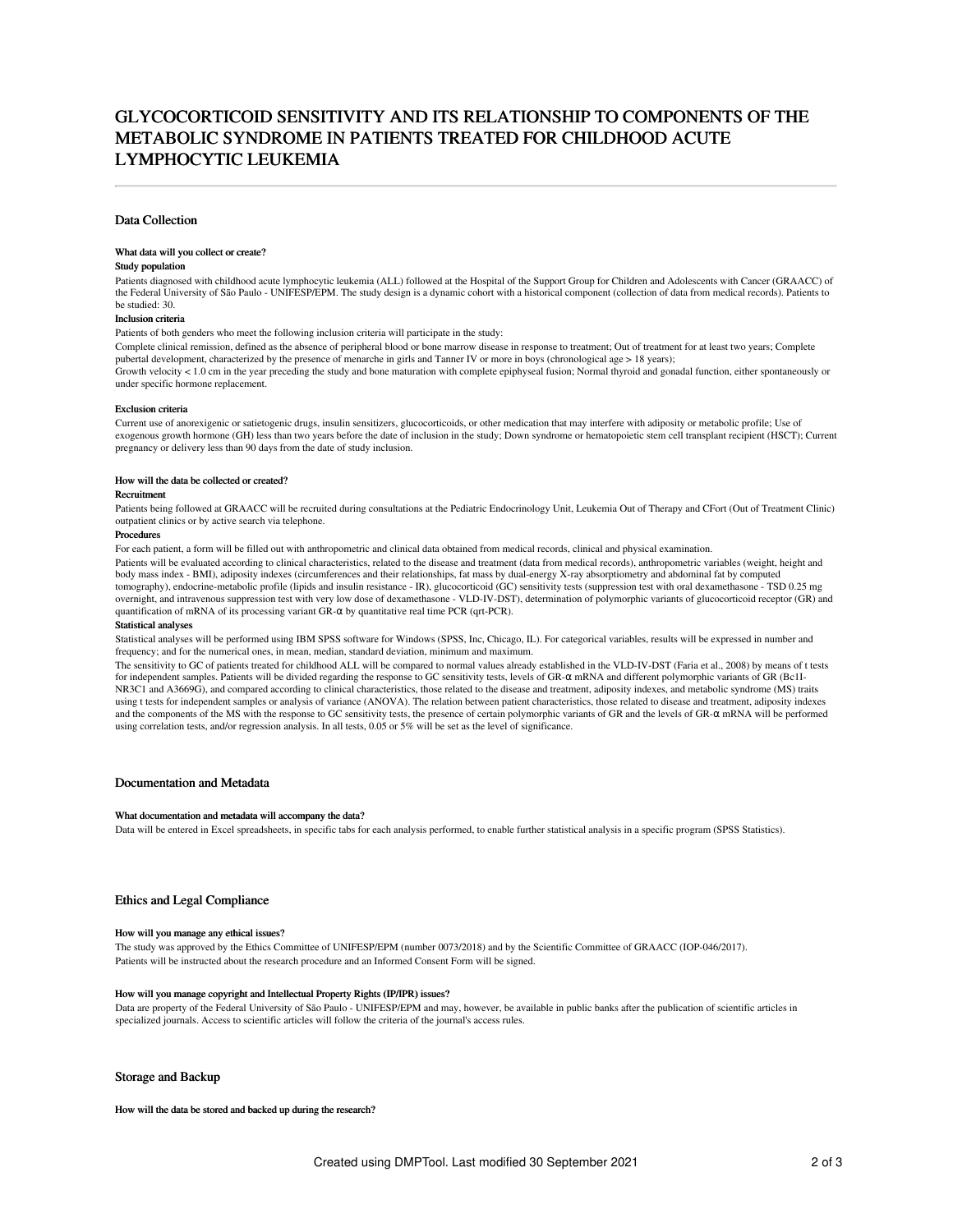# GLYCOCORTICOID SENSITIVITY AND ITS RELATIONSHIP TO COMPONENTS OF THE METABOLIC SYNDROME IN PATIENTS TREATED FOR CHILDHOOD ACUTE LYMPHOCYTIC LEUKEMIA

## Data Collection

### What data will you collect or create?

**Study population**

Patients diagnosed with childhood acute lymphocytic leukemia (ALL) followed at the Hospital of the Support Group for Children and Adolescents with Cancer (GRAACC) of the Federal University of São Paulo - UNIFESP/EPM. The study design is a dynamic cohort with a historical component (collection of data from medical records). Patients to be studied: 30.

**Inclusion criteria**

Patients of both genders who meet the following inclusion criteria will participate in the study:

Complete clinical remission, defined as the absence of peripheral blood or bone marrow disease in response to treatment; Out of treatment for at least two years; Complete pubertal development, characterized by the presence of menarche in girls and Tanner IV or more in boys (chronological age > 18 years);

Growth velocity < 1.0 cm in the year preceding the study and bone maturation with complete epiphyseal fusion; Normal thyroid and gonadal function, either spontaneously or under specific hormone replacement.

**Exclusion criteria**

Current use of anorexigenic or satietogenic drugs, insulin sensitizers, glucocorticoids, or other medication that may interfere with adiposity or metabolic profile; Use of exogenous growth hormone (GH) less than two years before the date of inclusion in the study; Down syndrome or hematopoietic stem cell transplant recipient (HSCT); Current pregnancy or delivery less than 90 days from the date of study inclusion.

### How will the data be collected or created?

**Recruitment**

Patients being followed at GRAACC will be recruited during consultations at the Pediatric Endocrinology Unit, Leukemia Out of Therapy and CFort (Out of Treatment Clinic) outpatient clinics or by active search via telephone.

**Procedures**

For each patient, a form will be filled out with anthropometric and clinical data obtained from medical records, clinical and physical examination.

Patients will be evaluated according to clinical characteristics, related to the disease and treatment (data from medical records), anthropometric variables (weight, height and body mass index - BMI), adiposity indexes (circumferences and their relationships, fat mass by dual-energy X-ray absorptiometry and abdominal fat by computed tomography), endocrine-metabolic profile (lipids and insulin resistance - IR), glucocorticoid (GC) sensitivity tests (suppression test with oral dexamethasone - TSD 0.25 mg overnight, and intravenous suppression test with very low dose of dexamethasone - VLD-IV-DST), determination of polymorphic variants of glucocorticoid receptor (GR) and quantification of mRNA of its processing variant GR-α by quantitative real time PCR (qrt-PCR).

**Statistical analyses**

Statistical analyses will be performed using IBM SPSS software for Windows (SPSS, Inc, Chicago, IL). For categorical variables, results will be expressed in number and frequency; and for the numerical ones, in mean, median, standard deviation, minimum and maximum.

The sensitivity to GC of patients treated for childhood ALL will be compared to normal values already established in the VLD-IV-DST (Faria et al., 2008) by means of t tests for independent samples. Patients will be divided regarding the response to GC sensitivity tests, levels of GR-α mRNA and different polymorphic variants of GR (Bc1I-NR3C1 and A3669G), and compared according to clinical characteristics, those related to the disease and treatment, adiposity indexes, and metabolic syndrome (MS) traits using t tests for independent samples or analysis of variance (ANOVA). The relation between patient characteristics, those related to disease and treatment, adiposity indexes and the components of the MS with the response to GC sensitivity tests, the presence of certain polymorphic variants of GR and the levels of GR-α mRNA will be performed using correlation tests, and/or regression analysis. In all tests, 0.05 or 5% will be set as the level of significance.

## Documentation and Metadata

### What documentation and metadata will accompany the data?

Data will be entered in Excel spreadsheets, in specific tabs for each analysis performed, to enable further statistical analysis in a specific program (SPSS Statistics).

## Ethics and Legal Compliance

### How will you manage any ethical issues?

The study was approved by the Ethics Committee of UNIFESP/EPM (number 0073/2018) and by the Scientific Committee of GRAACC (IOP-046/2017).

Patients will be instructed about the research procedure and an Informed Consent Form will be signed.

### How will you manage copyright and Intellectual Property Rights (IP/IPR) issues?

Data are property of the Federal University of São Paulo - UNIFESP/EPM and may, however, be available in public banks after the publication of scientific articles in specialized journals. Access to scientific articles will follow the criteria of the journal's access rules.

## Storage and Backup

### How will the data be stored and backed up during the research?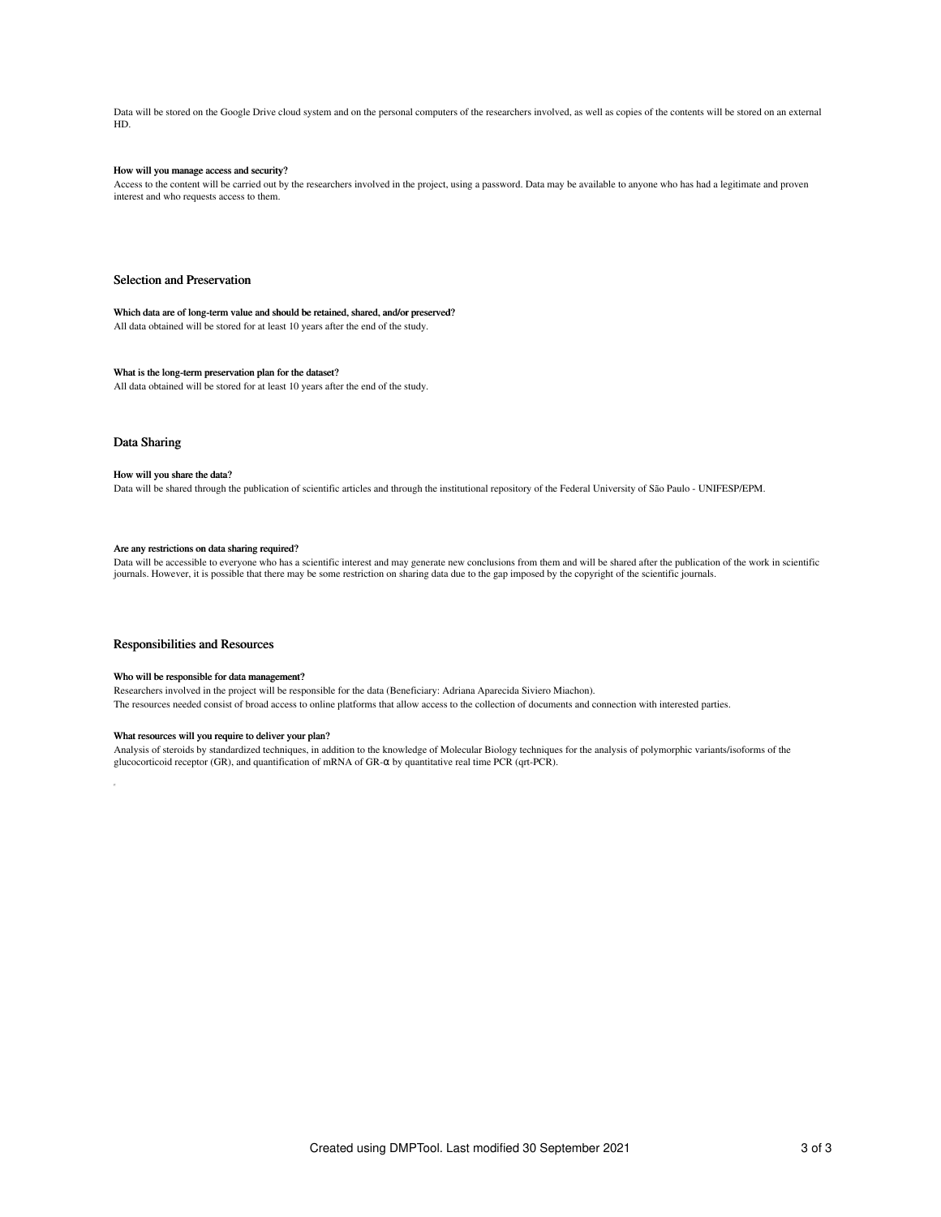Data will be stored on the Google Drive cloud system and on the personal computers of the researchers involved, as well as copies of the contents will be stored on an external HD.

### How will you manage access and security?

Access to the content will be carried out by the researchers involved in the project, using a password. Data may be available to anyone who has had a legitimate and proven interest and who requests access to them.

## Selection and Preservation

### Which data are of long-term value and should be retained, shared, and/or preserved?

All data obtained will be stored for at least 10 years after the end of the study.

### What is the long-term preservation plan for the dataset?

All data obtained will be stored for at least 10 years after the end of the study.

## Data Sharing

### How will you share the data?

Data will be shared through the publication of scientific articles and through the institutional repository of the Federal University of São Paulo - UNIFESP/EPM.

### Are any restrictions on data sharing required?

Data will be accessible to everyone who has a scientific interest and may generate new conclusions from them and will be shared after the publication of the work in scientific journals. However, it is possible that there may be some restriction on sharing data due to the gap imposed by the copyright of the scientific journals.

## Responsibilities and Resources

### Who will be responsible for data management?

Researchers involved in the project will be responsible for the data (Beneficiary: Adriana Aparecida Siviero Miachon).

The resources needed consist of broad access to online platforms that allow access to the collection of documents and connection with interested parties.

### What resources will you require to deliver your plan?

Analysis of steroids by standardized techniques, in addition to the knowledge of Molecular Biology techniques for the analysis of polymorphic variants/isoforms of the glucocorticoid receptor (GR), and quantification of mRNA of GR-$\alpha$ by quantitative real time PCR (qrt-PCR).